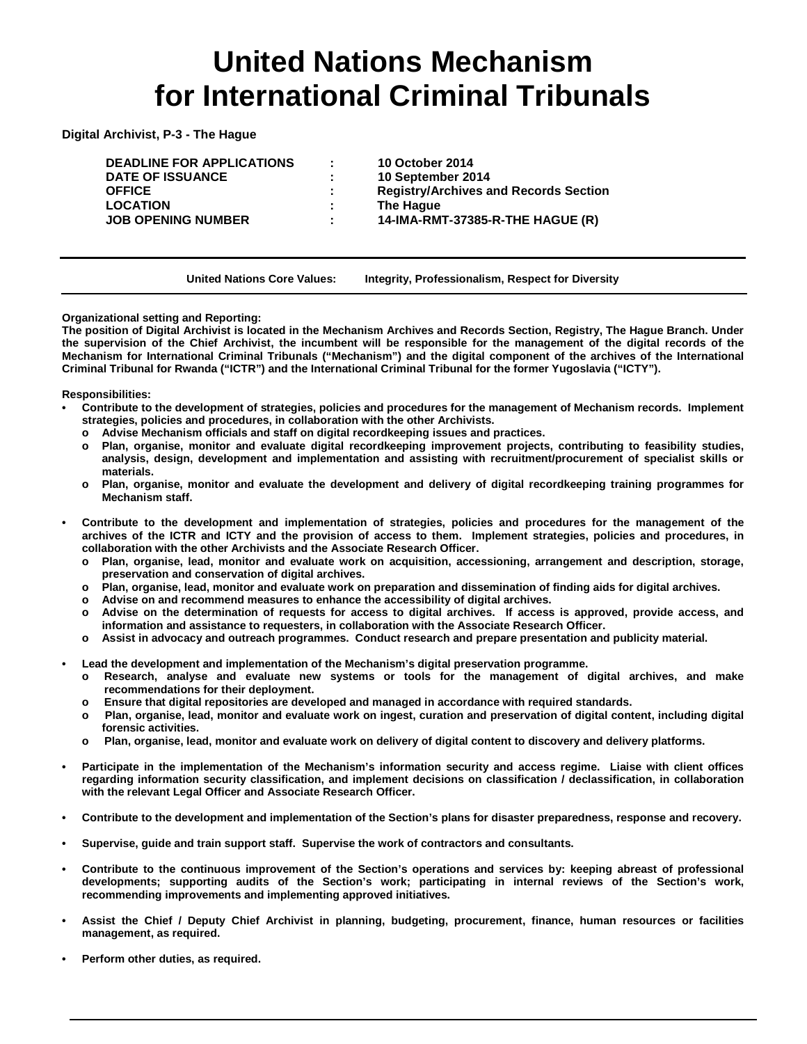# United Nations Mechanism for International Criminal Tribunals

**Digital Archivist, P-3 - The Hague**

| | | |
|---|---|---|
| **DEADLINE FOR APPLICATIONS** | **:** | **10 October 2014** |
| **DATE OF ISSUANCE** | **:** | **10 September 2014** |
| **OFFICE** | **:** | **Registry/Archives and Records Section** |
| **LOCATION** | **:** | **The Hague** |
| **JOB OPENING NUMBER** | **:** | **14-IMA-RMT-37385-R-THE HAGUE (R)** |

**United Nations Core Values:** **Integrity, Professionalism, Respect for Diversity**

**Organizational setting and Reporting:**

**The position of Digital Archivist is located in the Mechanism Archives and Records Section, Registry, The Hague Branch. Under the supervision of the Chief Archivist, the incumbent will be responsible for the management of the digital records of the Mechanism for International Criminal Tribunals ("Mechanism") and the digital component of the archives of the International Criminal Tribunal for Rwanda ("ICTR") and the International Criminal Tribunal for the former Yugoslavia ("ICTY").**

**Responsibilities:**

- **Contribute to the development of strategies, policies and procedures for the management of Mechanism records. Implement strategies, policies and procedures, in collaboration with the other Archivists.**
  - **Advise Mechanism officials and staff on digital recordkeeping issues and practices.**
  - **Plan, organise, monitor and evaluate digital recordkeeping improvement projects, contributing to feasibility studies, analysis, design, development and implementation and assisting with recruitment/procurement of specialist skills or materials.**
  - **Plan, organise, monitor and evaluate the development and delivery of digital recordkeeping training programmes for Mechanism staff.**

- **Contribute to the development and implementation of strategies, policies and procedures for the management of the archives of the ICTR and ICTY and the provision of access to them. Implement strategies, policies and procedures, in collaboration with the other Archivists and the Associate Research Officer.**
  - **Plan, organise, lead, monitor and evaluate work on acquisition, accessioning, arrangement and description, storage, preservation and conservation of digital archives.**
  - **Plan, organise, lead, monitor and evaluate work on preparation and dissemination of finding aids for digital archives.**
  - **Advise on and recommend measures to enhance the accessibility of digital archives.**
  - **Advise on the determination of requests for access to digital archives. If access is approved, provide access, and information and assistance to requesters, in collaboration with the Associate Research Officer.**
  - **Assist in advocacy and outreach programmes. Conduct research and prepare presentation and publicity material.**

- **Lead the development and implementation of the Mechanism's digital preservation programme.**
  - **Research, analyse and evaluate new systems or tools for the management of digital archives, and make recommendations for their deployment.**
  - **Ensure that digital repositories are developed and managed in accordance with required standards.**
  - **Plan, organise, lead, monitor and evaluate work on ingest, curation and preservation of digital content, including digital forensic activities.**
  - **Plan, organise, lead, monitor and evaluate work on delivery of digital content to discovery and delivery platforms.**

- **Participate in the implementation of the Mechanism's information security and access regime. Liaise with client offices regarding information security classification, and implement decisions on classification / declassification, in collaboration with the relevant Legal Officer and Associate Research Officer.**

- **Contribute to the development and implementation of the Section's plans for disaster preparedness, response and recovery.**

- **Supervise, guide and train support staff. Supervise the work of contractors and consultants.**

- **Contribute to the continuous improvement of the Section's operations and services by: keeping abreast of professional developments; supporting audits of the Section's work; participating in internal reviews of the Section's work, recommending improvements and implementing approved initiatives.**

- **Assist the Chief / Deputy Chief Archivist in planning, budgeting, procurement, finance, human resources or facilities management, as required.**

- **Perform other duties, as required.**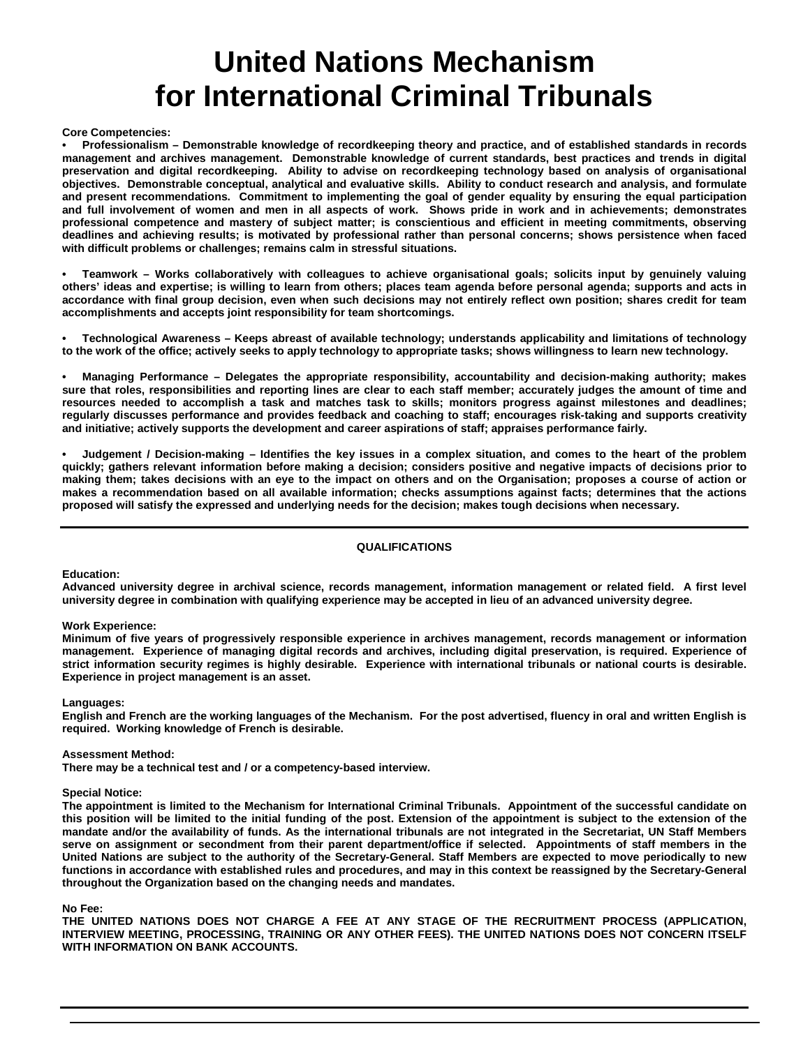# United Nations Mechanism for International Criminal Tribunals

**Core Competencies:**

- **Professionalism – Demonstrable knowledge of recordkeeping theory and practice, and of established standards in records management and archives management. Demonstrable knowledge of current standards, best practices and trends in digital preservation and digital recordkeeping. Ability to advise on recordkeeping technology based on analysis of organisational objectives. Demonstrable conceptual, analytical and evaluative skills. Ability to conduct research and analysis, and formulate and present recommendations. Commitment to implementing the goal of gender equality by ensuring the equal participation and full involvement of women and men in all aspects of work. Shows pride in work and in achievements; demonstrates professional competence and mastery of subject matter; is conscientious and efficient in meeting commitments, observing deadlines and achieving results; is motivated by professional rather than personal concerns; shows persistence when faced with difficult problems or challenges; remains calm in stressful situations.**

- **Teamwork – Works collaboratively with colleagues to achieve organisational goals; solicits input by genuinely valuing others' ideas and expertise; is willing to learn from others; places team agenda before personal agenda; supports and acts in accordance with final group decision, even when such decisions may not entirely reflect own position; shares credit for team accomplishments and accepts joint responsibility for team shortcomings.**

- **Technological Awareness – Keeps abreast of available technology; understands applicability and limitations of technology to the work of the office; actively seeks to apply technology to appropriate tasks; shows willingness to learn new technology.**

- **Managing Performance – Delegates the appropriate responsibility, accountability and decision-making authority; makes sure that roles, responsibilities and reporting lines are clear to each staff member; accurately judges the amount of time and resources needed to accomplish a task and matches task to skills; monitors progress against milestones and deadlines; regularly discusses performance and provides feedback and coaching to staff; encourages risk-taking and supports creativity and initiative; actively supports the development and career aspirations of staff; appraises performance fairly.**

- **Judgement / Decision-making – Identifies the key issues in a complex situation, and comes to the heart of the problem quickly; gathers relevant information before making a decision; considers positive and negative impacts of decisions prior to making them; takes decisions with an eye to the impact on others and on the Organisation; proposes a course of action or makes a recommendation based on all available information; checks assumptions against facts; determines that the actions proposed will satisfy the expressed and underlying needs for the decision; makes tough decisions when necessary.**

---

## QUALIFICATIONS

**Education:**
**Advanced university degree in archival science, records management, information management or related field. A first level university degree in combination with qualifying experience may be accepted in lieu of an advanced university degree.**

**Work Experience:**
**Minimum of five years of progressively responsible experience in archives management, records management or information management. Experience of managing digital records and archives, including digital preservation, is required. Experience of strict information security regimes is highly desirable. Experience with international tribunals or national courts is desirable. Experience in project management is an asset.**

**Languages:**
**English and French are the working languages of the Mechanism. For the post advertised, fluency in oral and written English is required. Working knowledge of French is desirable.**

**Assessment Method:**
**There may be a technical test and / or a competency-based interview.**

**Special Notice:**
**The appointment is limited to the Mechanism for International Criminal Tribunals. Appointment of the successful candidate on this position will be limited to the initial funding of the post. Extension of the appointment is subject to the extension of the mandate and/or the availability of funds. As the international tribunals are not integrated in the Secretariat, UN Staff Members serve on assignment or secondment from their parent department/office if selected. Appointments of staff members in the United Nations are subject to the authority of the Secretary-General. Staff Members are expected to move periodically to new functions in accordance with established rules and procedures, and may in this context be reassigned by the Secretary-General throughout the Organization based on the changing needs and mandates.**

**No Fee:**
**THE UNITED NATIONS DOES NOT CHARGE A FEE AT ANY STAGE OF THE RECRUITMENT PROCESS (APPLICATION, INTERVIEW MEETING, PROCESSING, TRAINING OR ANY OTHER FEES). THE UNITED NATIONS DOES NOT CONCERN ITSELF WITH INFORMATION ON BANK ACCOUNTS.**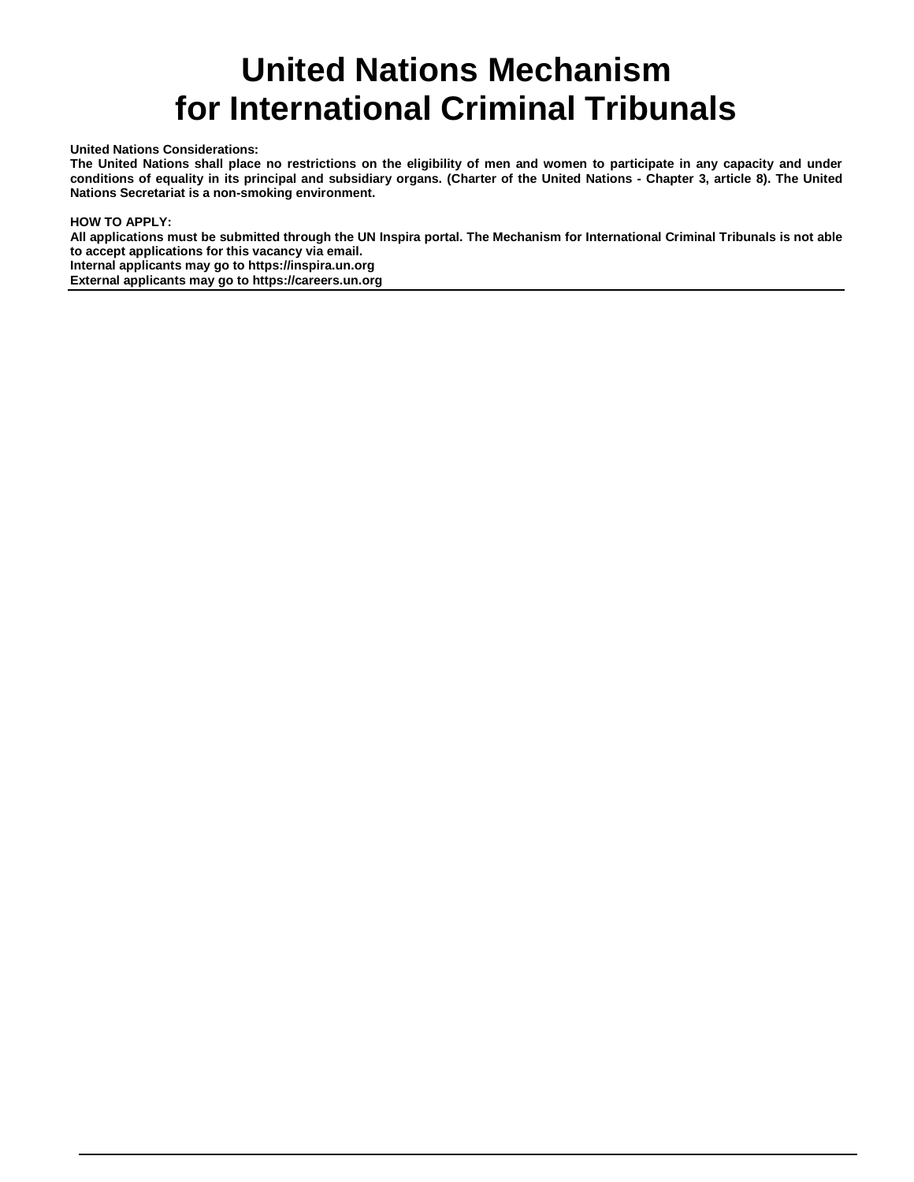# United Nations Mechanism for International Criminal Tribunals

**United Nations Considerations:**
**The United Nations shall place no restrictions on the eligibility of men and women to participate in any capacity and under conditions of equality in its principal and subsidiary organs. (Charter of the United Nations - Chapter 3, article 8). The United Nations Secretariat is a non-smoking environment.**

**HOW TO APPLY:**
**All applications must be submitted through the UN Inspira portal. The Mechanism for International Criminal Tribunals is not able to accept applications for this vacancy via email.**
**Internal applicants may go to https://inspira.un.org**
**External applicants may go to https://careers.un.org**